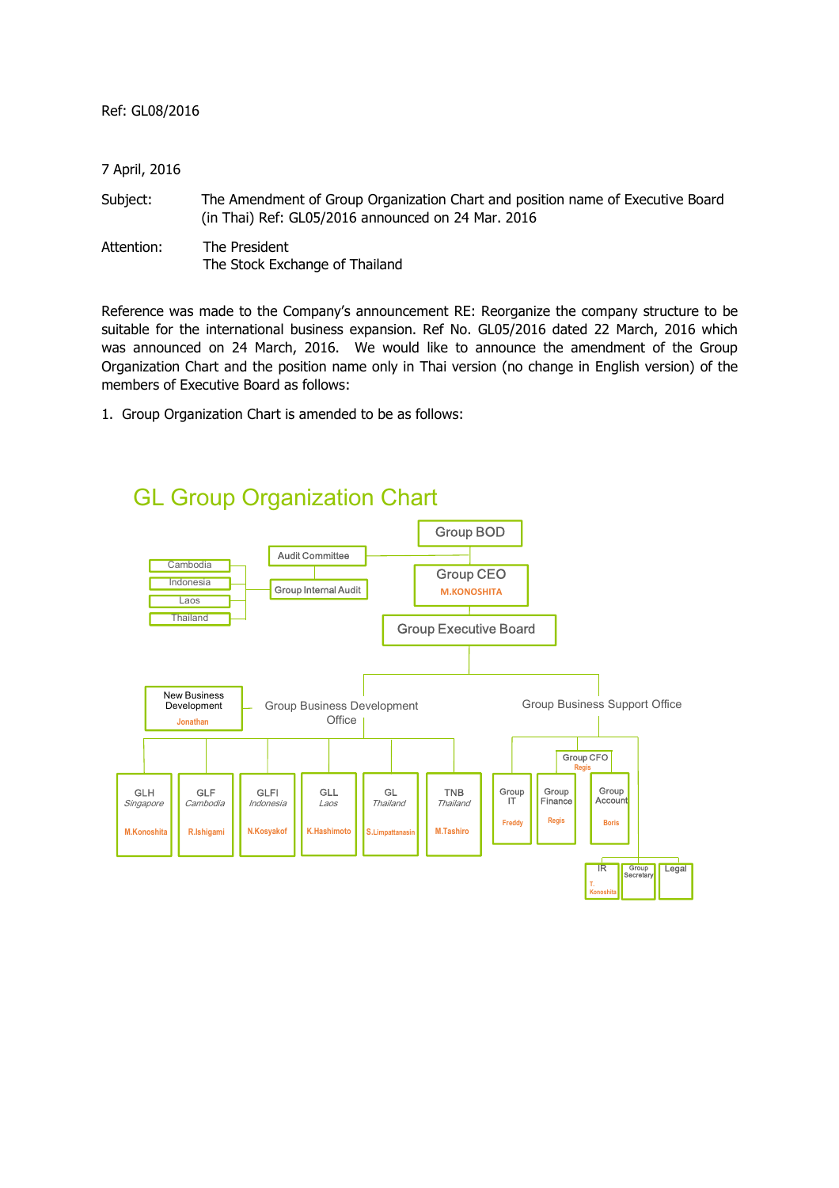Ref: GL08/2016

7 April, 2016

Subject: The Amendment of Group Organization Chart and position name of Executive Board (in Thai) Ref: GL05/2016 announced on 24 Mar. 2016

Attention: The President
The Stock Exchange of Thailand

Reference was made to the Company's announcement RE: Reorganize the company structure to be suitable for the international business expansion. Ref No. GL05/2016 dated 22 March, 2016 which was announced on 24 March, 2016. We would like to announce the amendment of the Group Organization Chart and the position name only in Thai version (no change in English version) of the members of Executive Board as follows:

1. Group Organization Chart is amended to be as follows:

## GL Group Organization Chart

- Group BOD
  - Audit Committee
    - Group Internal Audit
      - Cambodia
      - Indonesia
      - Laos
      - Thailand
  - Group CEO (M.KONOSHITA)
    - Group Executive Board
      - Group Business Development Office
        - New Business Development (Jonathan)
        - GLH *Singapore* (M.Konoshita)
        - GLF *Cambodia* (R.Ishigami)
        - GLFI *Indonesia* (N.Kosyakof)
        - GLL *Laos* (K.Hashimoto)
        - GL *Thailand* (S.Limpattanasin)
        - TNB *Thailand* (M.Tashiro)
      - Group Business Support Office
        - Group CFO (Regis)
          - Group IT (Freddy)
          - Group Finance (Regis)
          - Group Account (Boris)
        - IR (T. Konoshita)
        - Group Secretary
        - Legal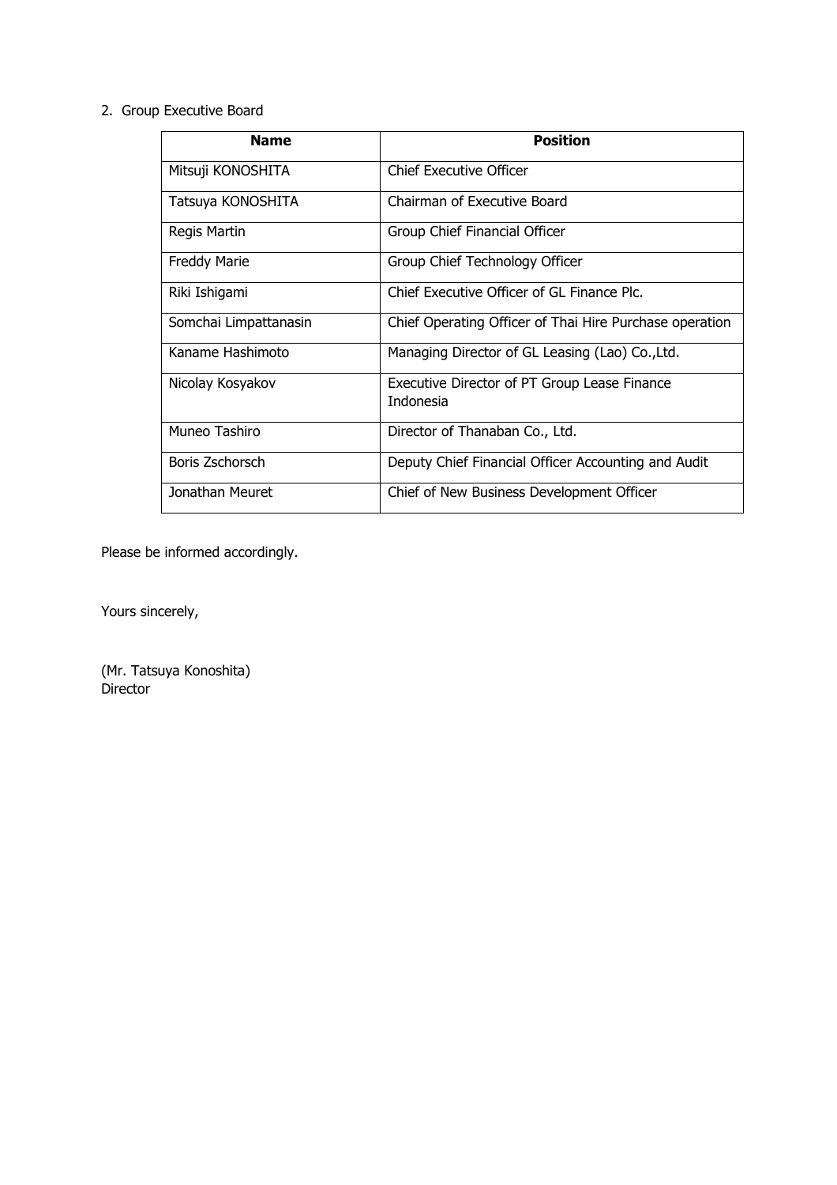2. Group Executive Board

| Name | Position |
|---|---|
| Mitsuji KONOSHITA | Chief Executive Officer |
| Tatsuya KONOSHITA | Chairman of Executive Board |
| Regis Martin | Group Chief Financial Officer |
| Freddy Marie | Group Chief Technology Officer |
| Riki Ishigami | Chief Executive Officer of GL Finance Plc. |
| Somchai Limpattanasin | Chief Operating Officer of Thai Hire Purchase operation |
| Kaname Hashimoto | Managing Director of GL Leasing (Lao) Co.,Ltd. |
| Nicolay Kosyakov | Executive Director of PT Group Lease Finance Indonesia |
| Muneo Tashiro | Director of Thanaban Co., Ltd. |
| Boris Zschorsch | Deputy Chief Financial Officer Accounting and Audit |
| Jonathan Meuret | Chief of New Business Development Officer |

Please be informed accordingly.

Yours sincerely,

(Mr. Tatsuya Konoshita)
Director